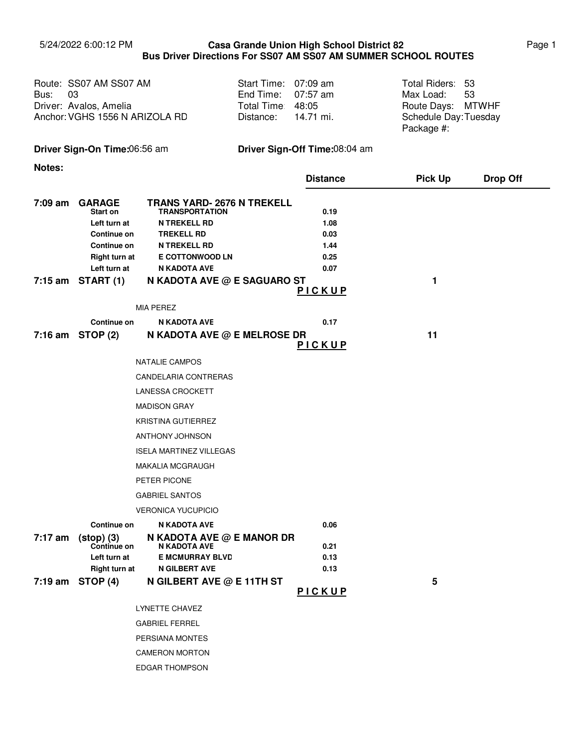5/24/2022 6:00:12 PM

# Casa Grande Union High School District 82
## Bus Driver Directions For SS07 AM SS07 AM SUMMER SCHOOL ROUTES

| | | |
|---|---|---|
| Route: SS07 AM SS07 AM | Start Time: 07:09 am | Total Riders: 53 |
| Bus: 03 | End Time: 07:57 am | Max Load: 53 |
| Driver: Avalos, Amelia | Total Time: 48:05 | Route Days: MTWHF |
| Anchor: VGHS 1556 N ARIZOLA RD | Distance: 14.71 mi. | Schedule Day: Tuesday |
| | | Package #: |

**Driver Sign-On Time:** 06:56 am **Driver Sign-Off Time:** 08:04 am

**Notes:**

| Time | Stop | Location | Distance | Pick Up | Drop Off |
|---|---|---|---|---|---|
| **7:09 am** | **GARAGE** | **TRANS YARD- 2676 N TREKELL** | | | |
| | **Start on** | **TRANSPORTATION** | 0.19 | | |
| | **Left turn at** | **N TREKELL RD** | 1.08 | | |
| | **Continue on** | **TREKELL RD** | 0.03 | | |
| | **Continue on** | **N TREKELL RD** | 1.44 | | |
| | **Right turn at** | **E COTTONWOOD LN** | 0.25 | | |
| | **Left turn at** | **N KADOTA AVE** | 0.07 | | |
| **7:15 am** | **START (1)** | **N KADOTA AVE @ E SAGUARO ST** | **PICKUP** | 1 | |
| | | MIA PEREZ | | | |
| | **Continue on** | **N KADOTA AVE** | 0.17 | | |
| **7:16 am** | **STOP (2)** | **N KADOTA AVE @ E MELROSE DR** | **PICKUP** | 11 | |
| | | NATALIE CAMPOS | | | |
| | | CANDELARIA CONTRERAS | | | |
| | | LANESSA CROCKETT | | | |
| | | MADISON GRAY | | | |
| | | KRISTINA GUTIERREZ | | | |
| | | ANTHONY JOHNSON | | | |
| | | ISELA MARTINEZ VILLEGAS | | | |
| | | MAKALIA MCGRAUGH | | | |
| | | PETER PICONE | | | |
| | | GABRIEL SANTOS | | | |
| | | VERONICA YUCUPICIO | | | |
| | **Continue on** | **N KADOTA AVE** | 0.06 | | |
| **7:17 am** | **(stop) (3)** | **N KADOTA AVE @ E MANOR DR** | | | |
| | **Continue on** | **N KADOTA AVE** | 0.21 | | |
| | **Left turn at** | **E MCMURRAY BLVD** | 0.13 | | |
| | **Right turn at** | **N GILBERT AVE** | 0.13 | | |
| **7:19 am** | **STOP (4)** | **N GILBERT AVE @ E 11TH ST** | **PICKUP** | 5 | |
| | | LYNETTE CHAVEZ | | | |
| | | GABRIEL FERREL | | | |
| | | PERSIANA MONTES | | | |
| | | CAMERON MORTON | | | |
| | | EDGAR THOMPSON | | | |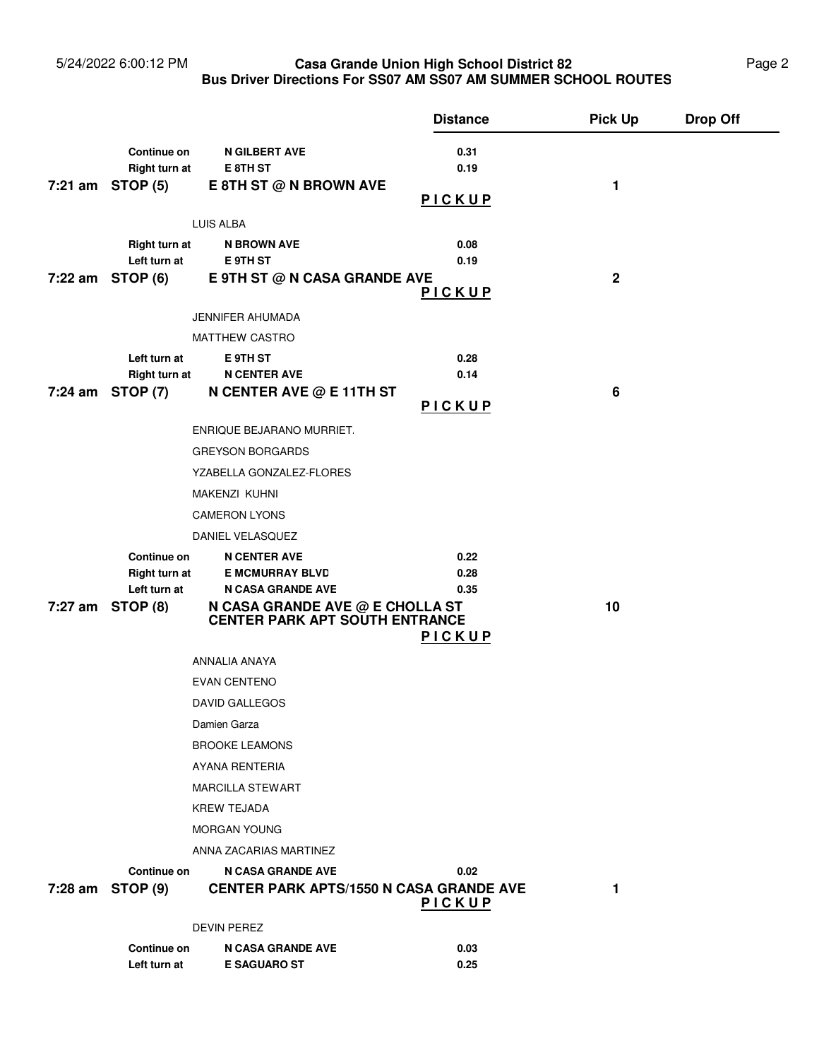# Casa Grande Union High School District 82

## Bus Driver Directions For SS07 AM SS07 AM SUMMER SCHOOL ROUTES

| Time | Action | Location | Distance | Pick Up | Drop Off |
|---|---|---|---|---|---|
| | Continue on | N GILBERT AVE | 0.31 | | |
| | Right turn at | E 8TH ST | 0.19 | | |
| **7:21 am** | **STOP (5)** | **E 8TH ST @ N BROWN AVE** | **PICKUP** | 1 | |
| | | LUIS ALBA | | | |
| | Right turn at | N BROWN AVE | 0.08 | | |
| | Left turn at | E 9TH ST | 0.19 | | |
| **7:22 am** | **STOP (6)** | **E 9TH ST @ N CASA GRANDE AVE** | **PICKUP** | 2 | |
| | | JENNIFER AHUMADA | | | |
| | | MATTHEW CASTRO | | | |
| | Left turn at | E 9TH ST | 0.28 | | |
| | Right turn at | N CENTER AVE | 0.14 | | |
| **7:24 am** | **STOP (7)** | **N CENTER AVE @ E 11TH ST** | **PICKUP** | 6 | |
| | | ENRIQUE BEJARANO MURRIET. | | | |
| | | GREYSON BORGARDS | | | |
| | | YZABELLA GONZALEZ-FLORES | | | |
| | | MAKENZI KUHNI | | | |
| | | CAMERON LYONS | | | |
| | | DANIEL VELASQUEZ | | | |
| | Continue on | N CENTER AVE | 0.22 | | |
| | Right turn at | E MCMURRAY BLVD | 0.28 | | |
| | Left turn at | N CASA GRANDE AVE | 0.35 | | |
| **7:27 am** | **STOP (8)** | **N CASA GRANDE AVE @ E CHOLLA ST CENTER PARK APT SOUTH ENTRANCE** | **PICKUP** | 10 | |
| | | ANNALIA ANAYA | | | |
| | | EVAN CENTENO | | | |
| | | DAVID GALLEGOS | | | |
| | | Damien Garza | | | |
| | | BROOKE LEAMONS | | | |
| | | AYANA RENTERIA | | | |
| | | MARCILLA STEWART | | | |
| | | KREW TEJADA | | | |
| | | MORGAN YOUNG | | | |
| | | ANNA ZACARIAS MARTINEZ | | | |
| | Continue on | N CASA GRANDE AVE | 0.02 | | |
| **7:28 am** | **STOP (9)** | **CENTER PARK APTS/1550 N CASA GRANDE AVE** | **PICKUP** | 1 | |
| | | DEVIN PEREZ | | | |
| | Continue on | N CASA GRANDE AVE | 0.03 | | |
| | Left turn at | E SAGUARO ST | 0.25 | | |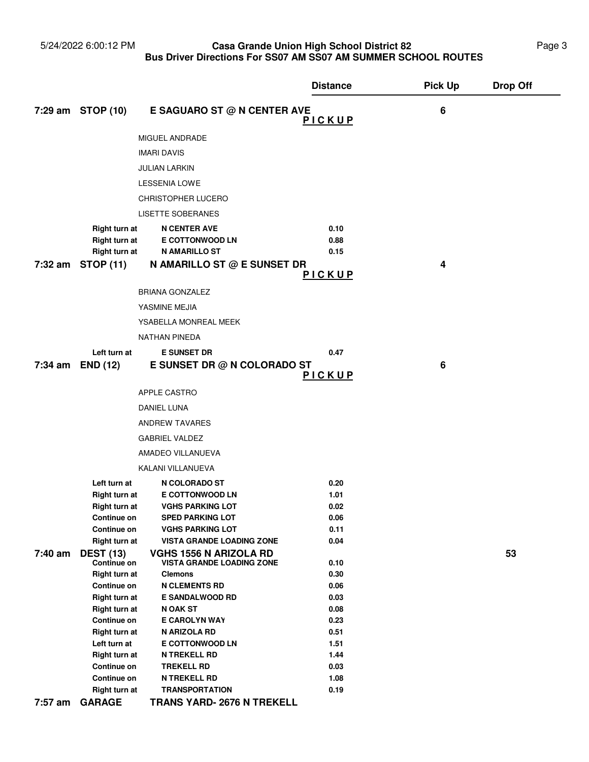| | | | Distance | Pick Up | Drop Off |
|---|---|---|---|---|---|
| 7:29 am | STOP (10) | E SAGUARO ST @ N CENTER AVE | PICKUP | 6 | |
| | | MIGUEL ANDRADE | | | |
| | | IMARI DAVIS | | | |
| | | JULIAN LARKIN | | | |
| | | LESSENIA LOWE | | | |
| | | CHRISTOPHER LUCERO | | | |
| | | LISETTE SOBERANES | | | |
| | Right turn at | N CENTER AVE | 0.10 | | |
| | Right turn at | E COTTONWOOD LN | 0.88 | | |
| | Right turn at | N AMARILLO ST | 0.15 | | |
| 7:32 am | STOP (11) | N AMARILLO ST @ E SUNSET DR | PICKUP | 4 | |
| | | BRIANA GONZALEZ | | | |
| | | YASMINE MEJIA | | | |
| | | YSABELLA MONREAL MEEK | | | |
| | | NATHAN PINEDA | | | |
| | Left turn at | E SUNSET DR | 0.47 | | |
| 7:34 am | END (12) | E SUNSET DR @ N COLORADO ST | PICKUP | 6 | |
| | | APPLE CASTRO | | | |
| | | DANIEL LUNA | | | |
| | | ANDREW TAVARES | | | |
| | | GABRIEL VALDEZ | | | |
| | | AMADEO VILLANUEVA | | | |
| | | KALANI VILLANUEVA | | | |
| | Left turn at | N COLORADO ST | 0.20 | | |
| | Right turn at | E COTTONWOOD LN | 1.01 | | |
| | Right turn at | VGHS PARKING LOT | 0.02 | | |
| | Continue on | SPED PARKING LOT | 0.06 | | |
| | Continue on | VGHS PARKING LOT | 0.11 | | |
| | Right turn at | VISTA GRANDE LOADING ZONE | 0.04 | | |
| 7:40 am | DEST (13) | VGHS 1556 N ARIZOLA RD | | | 53 |
| | Continue on | VISTA GRANDE LOADING ZONE | 0.10 | | |
| | Right turn at | Clemons | 0.30 | | |
| | Continue on | N CLEMENTS RD | 0.06 | | |
| | Right turn at | E SANDALWOOD RD | 0.03 | | |
| | Right turn at | N OAK ST | 0.08 | | |
| | Continue on | E CAROLYN WAY | 0.23 | | |
| | Right turn at | N ARIZOLA RD | 0.51 | | |
| | Left turn at | E COTTONWOOD LN | 1.51 | | |
| | Right turn at | N TREKELL RD | 1.44 | | |
| | Continue on | TREKELL RD | 0.03 | | |
| | Continue on | N TREKELL RD | 1.08 | | |
| | Right turn at | TRANSPORTATION | 0.19 | | |
| 7:57 am | GARAGE | TRANS YARD- 2676 N TREKELL | | | |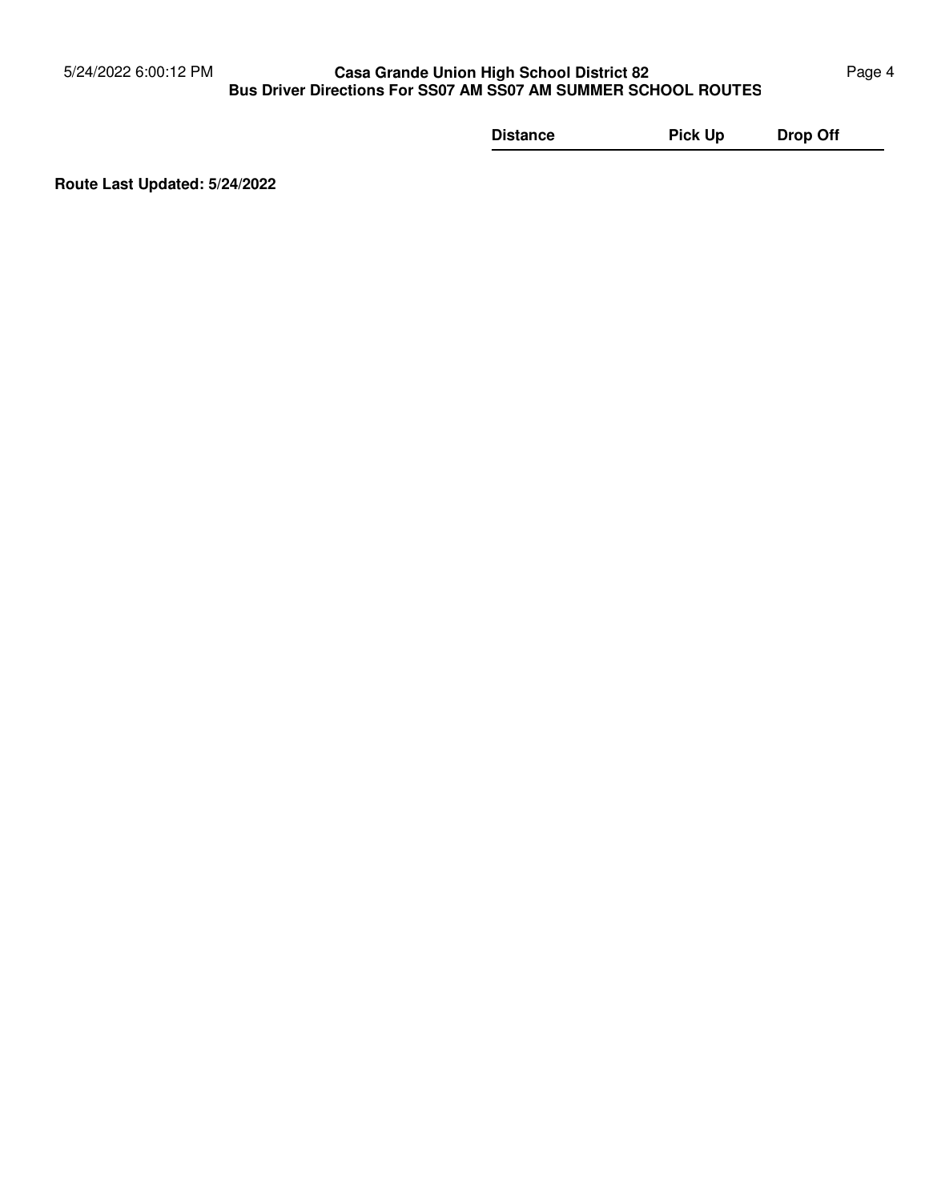| Distance | Pick Up | Drop Off |
|---|---|---|

**Route Last Updated: 5/24/2022**